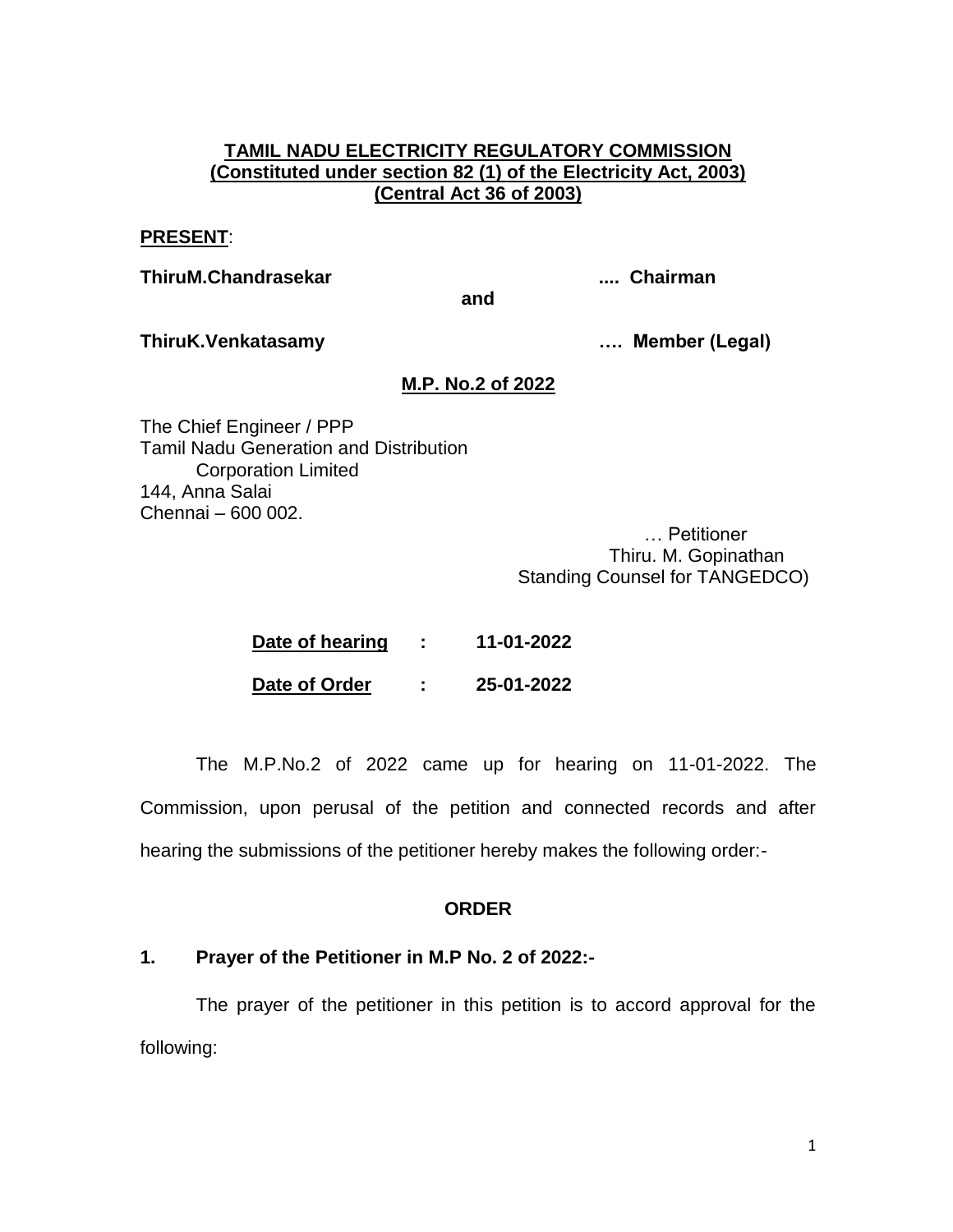**TAMIL NADU ELECTRICITY REGULATORY COMMISSION**
**(Constituted under section 82 (1) of the Electricity Act, 2003)**
**(Central Act 36 of 2003)**

**PRESENT**:

**ThiruM.Chandrasekar** .... **Chairman**

**and**

**ThiruK.Venkatasamy** …. **Member (Legal)**

**M.P. No.2 of 2022**

The Chief Engineer / PPP
Tamil Nadu Generation and Distribution
Corporation Limited
144, Anna Salai
Chennai – 600 002.

… Petitioner
Thiru. M. Gopinathan
Standing Counsel for TANGEDCO)

**Date of hearing** : **11-01-2022**

**Date of Order** : **25-01-2022**

The M.P.No.2 of 2022 came up for hearing on 11-01-2022. The Commission, upon perusal of the petition and connected records and after hearing the submissions of the petitioner hereby makes the following order:-

**ORDER**

**1. Prayer of the Petitioner in M.P No. 2 of 2022:-**

The prayer of the petitioner in this petition is to accord approval for the following: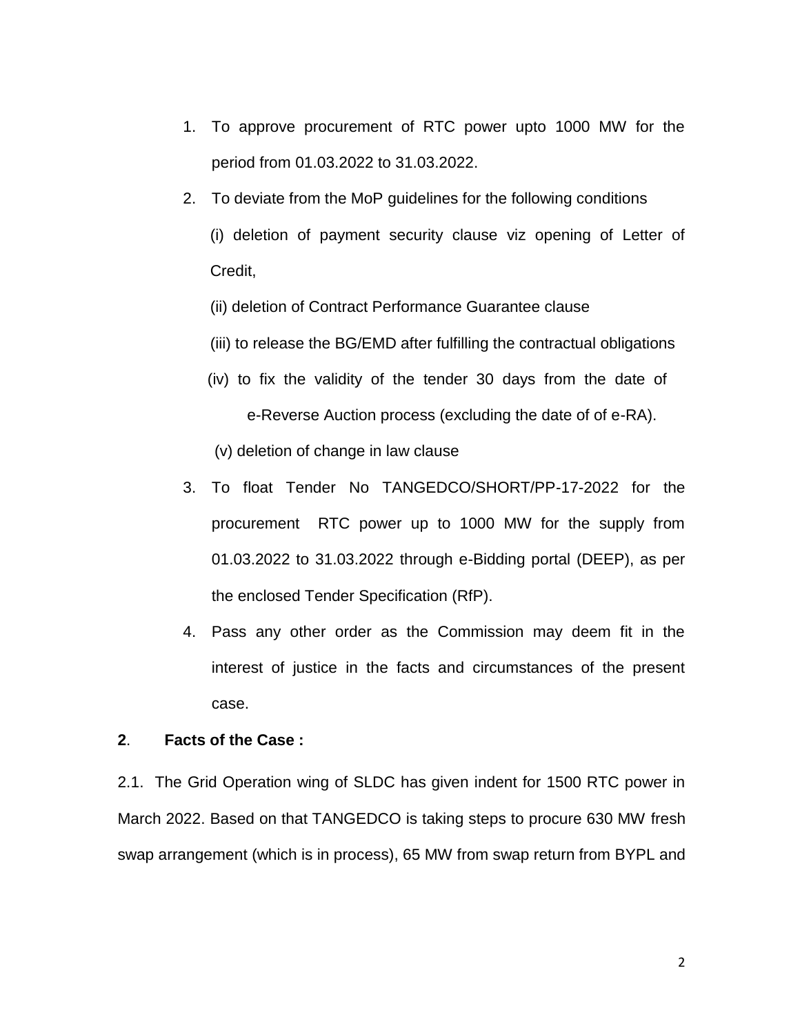1. To approve procurement of RTC power upto 1000 MW for the period from 01.03.2022 to 31.03.2022.
2. To deviate from the MoP guidelines for the following conditions

   (i) deletion of payment security clause viz opening of Letter of Credit,

   (ii) deletion of Contract Performance Guarantee clause

   (iii) to release the BG/EMD after fulfilling the contractual obligations

   (iv) to fix the validity of the tender 30 days from the date of e-Reverse Auction process (excluding the date of of e-RA).

   (v) deletion of change in law clause
3. To float Tender No TANGEDCO/SHORT/PP-17-2022 for the procurement RTC power up to 1000 MW for the supply from 01.03.2022 to 31.03.2022 through e-Bidding portal (DEEP), as per the enclosed Tender Specification (RfP).
4. Pass any other order as the Commission may deem fit in the interest of justice in the facts and circumstances of the present case.

**2**. **Facts of the Case :**

2.1. The Grid Operation wing of SLDC has given indent for 1500 RTC power in March 2022. Based on that TANGEDCO is taking steps to procure 630 MW fresh swap arrangement (which is in process), 65 MW from swap return from BYPL and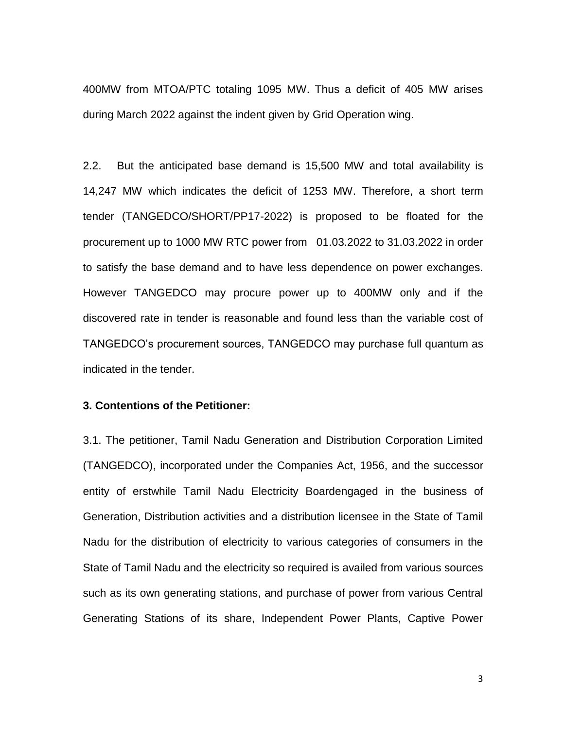400MW from MTOA/PTC totaling 1095 MW. Thus a deficit of 405 MW arises during March 2022 against the indent given by Grid Operation wing.

2.2. But the anticipated base demand is 15,500 MW and total availability is 14,247 MW which indicates the deficit of 1253 MW. Therefore, a short term tender (TANGEDCO/SHORT/PP17-2022) is proposed to be floated for the procurement up to 1000 MW RTC power from 01.03.2022 to 31.03.2022 in order to satisfy the base demand and to have less dependence on power exchanges. However TANGEDCO may procure power up to 400MW only and if the discovered rate in tender is reasonable and found less than the variable cost of TANGEDCO's procurement sources, TANGEDCO may purchase full quantum as indicated in the tender.

**3. Contentions of the Petitioner:**

3.1. The petitioner, Tamil Nadu Generation and Distribution Corporation Limited (TANGEDCO), incorporated under the Companies Act, 1956, and the successor entity of erstwhile Tamil Nadu Electricity Boardengaged in the business of Generation, Distribution activities and a distribution licensee in the State of Tamil Nadu for the distribution of electricity to various categories of consumers in the State of Tamil Nadu and the electricity so required is availed from various sources such as its own generating stations, and purchase of power from various Central Generating Stations of its share, Independent Power Plants, Captive Power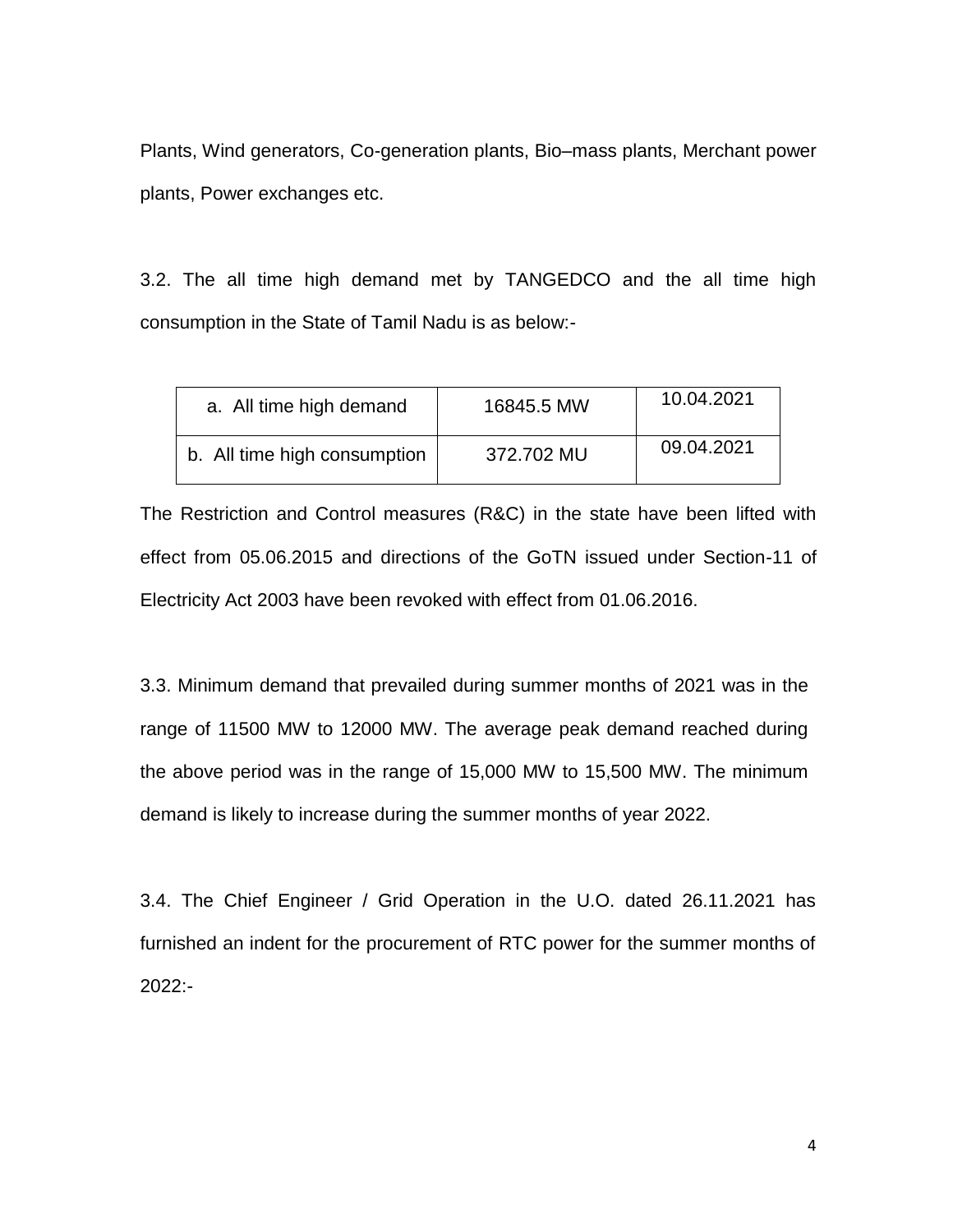Plants, Wind generators, Co-generation plants, Bio–mass plants, Merchant power plants, Power exchanges etc.

3.2. The all time high demand met by TANGEDCO and the all time high consumption in the State of Tamil Nadu is as below:-

| | | |
|---|---|---|
| a. All time high demand | 16845.5 MW | 10.04.2021 |
| b. All time high consumption | 372.702 MU | 09.04.2021 |

The Restriction and Control measures (R&C) in the state have been lifted with effect from 05.06.2015 and directions of the GoTN issued under Section-11 of Electricity Act 2003 have been revoked with effect from 01.06.2016.

3.3. Minimum demand that prevailed during summer months of 2021 was in the range of 11500 MW to 12000 MW. The average peak demand reached during the above period was in the range of 15,000 MW to 15,500 MW. The minimum demand is likely to increase during the summer months of year 2022.

3.4. The Chief Engineer / Grid Operation in the U.O. dated 26.11.2021 has furnished an indent for the procurement of RTC power for the summer months of 2022:-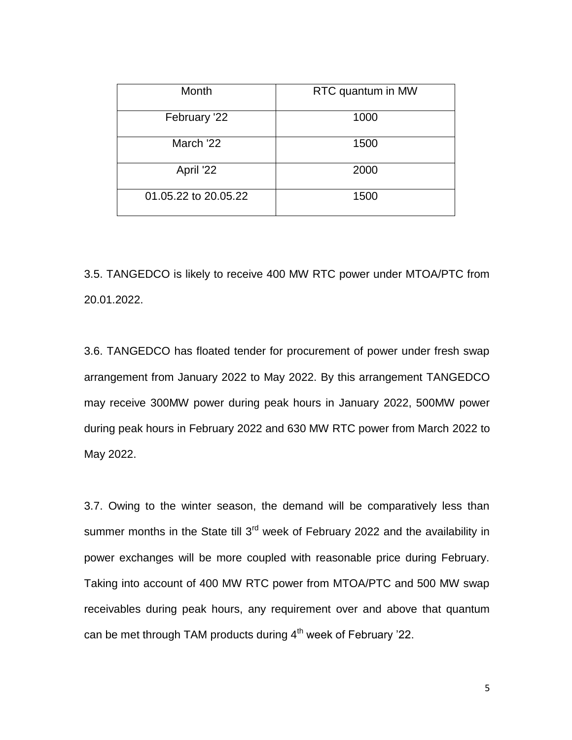| Month | RTC quantum in MW |
| --- | --- |
| February '22 | 1000 |
| March '22 | 1500 |
| April '22 | 2000 |
| 01.05.22 to 20.05.22 | 1500 |

3.5. TANGEDCO is likely to receive 400 MW RTC power under MTOA/PTC from 20.01.2022.

3.6. TANGEDCO has floated tender for procurement of power under fresh swap arrangement from January 2022 to May 2022. By this arrangement TANGEDCO may receive 300MW power during peak hours in January 2022, 500MW power during peak hours in February 2022 and 630 MW RTC power from March 2022 to May 2022.

3.7. Owing to the winter season, the demand will be comparatively less than summer months in the State till 3rd week of February 2022 and the availability in power exchanges will be more coupled with reasonable price during February. Taking into account of 400 MW RTC power from MTOA/PTC and 500 MW swap receivables during peak hours, any requirement over and above that quantum can be met through TAM products during 4th week of February '22.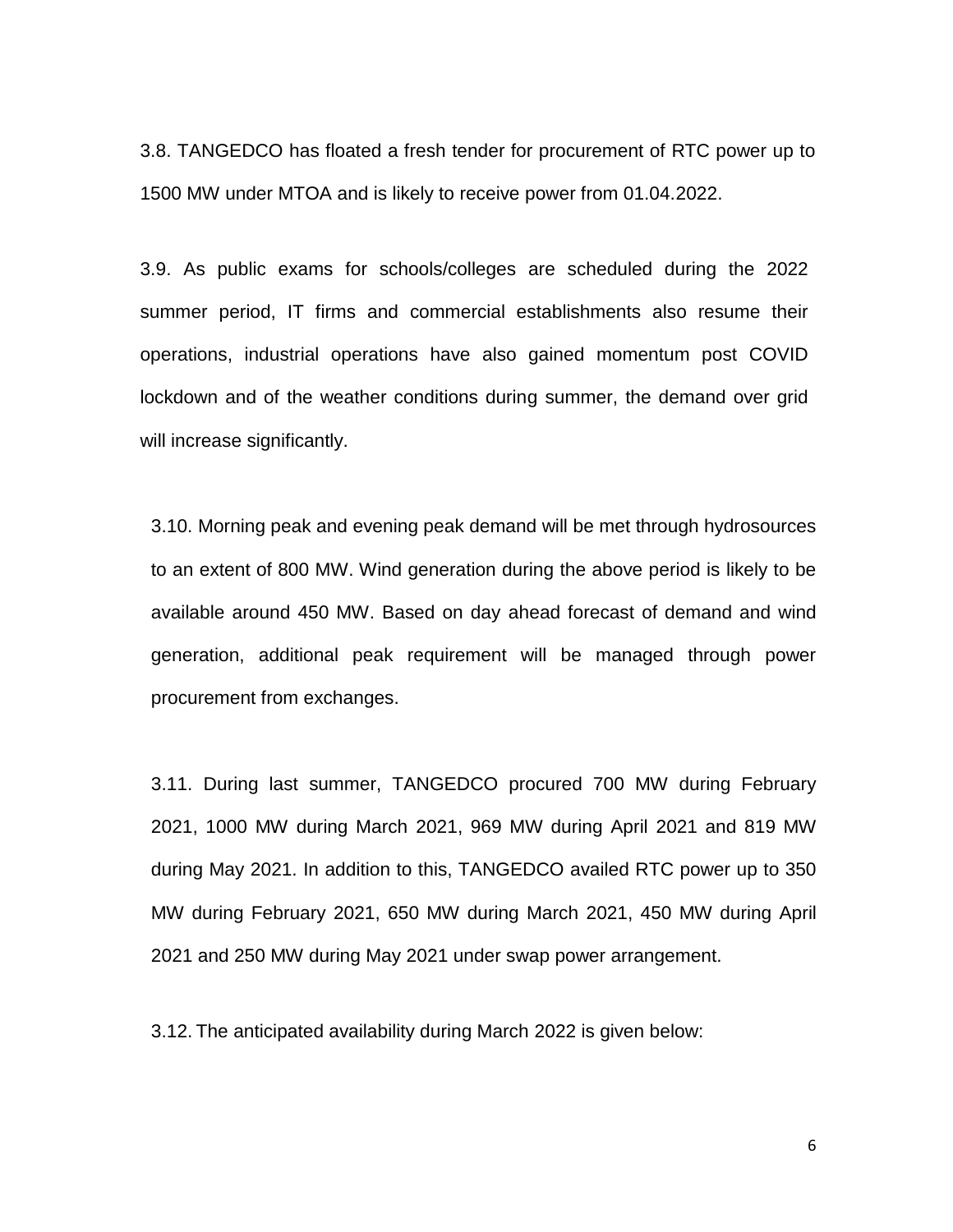3.8. TANGEDCO has floated a fresh tender for procurement of RTC power up to 1500 MW under MTOA and is likely to receive power from 01.04.2022.

3.9. As public exams for schools/colleges are scheduled during the 2022 summer period, IT firms and commercial establishments also resume their operations, industrial operations have also gained momentum post COVID lockdown and of the weather conditions during summer, the demand over grid will increase significantly.

3.10. Morning peak and evening peak demand will be met through hydrosources to an extent of 800 MW. Wind generation during the above period is likely to be available around 450 MW. Based on day ahead forecast of demand and wind generation, additional peak requirement will be managed through power procurement from exchanges.

3.11. During last summer, TANGEDCO procured 700 MW during February 2021, 1000 MW during March 2021, 969 MW during April 2021 and 819 MW during May 2021. In addition to this, TANGEDCO availed RTC power up to 350 MW during February 2021, 650 MW during March 2021, 450 MW during April 2021 and 250 MW during May 2021 under swap power arrangement.

3.12. The anticipated availability during March 2022 is given below: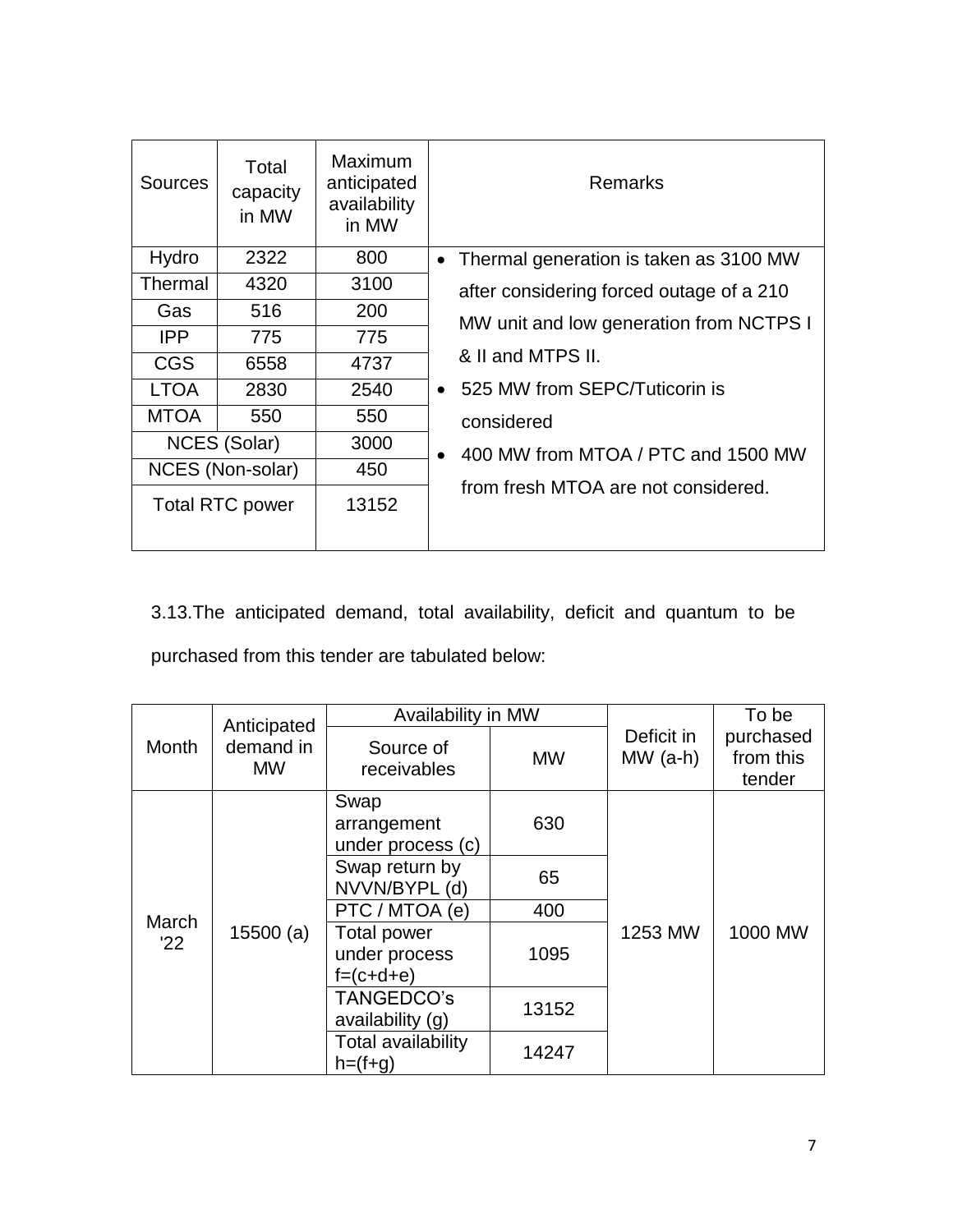| Sources | Total capacity in MW | Maximum anticipated availability in MW | Remarks |
|---|---|---|---|
| Hydro | 2322 | 800 | • Thermal generation is taken as 3100 MW after considering forced outage of a 210 MW unit and low generation from NCTPS I & II and MTPS II.<br>• 525 MW from SEPC/Tuticorin is considered<br>• 400 MW from MTOA / PTC and 1500 MW from fresh MTOA are not considered. |
| Thermal | 4320 | 3100 | |
| Gas | 516 | 200 | |
| IPP | 775 | 775 | |
| CGS | 6558 | 4737 | |
| LTOA | 2830 | 2540 | |
| MTOA | 550 | 550 | |
| NCES (Solar) | | 3000 | |
| NCES (Non-solar) | | 450 | |
| Total RTC power | | 13152 | |

3.13.The anticipated demand, total availability, deficit and quantum to be purchased from this tender are tabulated below:

| Month | Anticipated demand in MW | Availability in MW | | Deficit in MW (a-h) | To be purchased from this tender |
|---|---|---|---|---|---|
| | | Source of receivables | MW | | |
| March '22 | 15500 (a) | Swap arrangement under process (c) | 630 | 1253 MW | 1000 MW |
| | | Swap return by NVVN/BYPL (d) | 65 | | |
| | | PTC / MTOA (e) | 400 | | |
| | | Total power under process f=(c+d+e) | 1095 | | |
| | | TANGEDCO's availability (g) | 13152 | | |
| | | Total availability h=(f+g) | 14247 | | |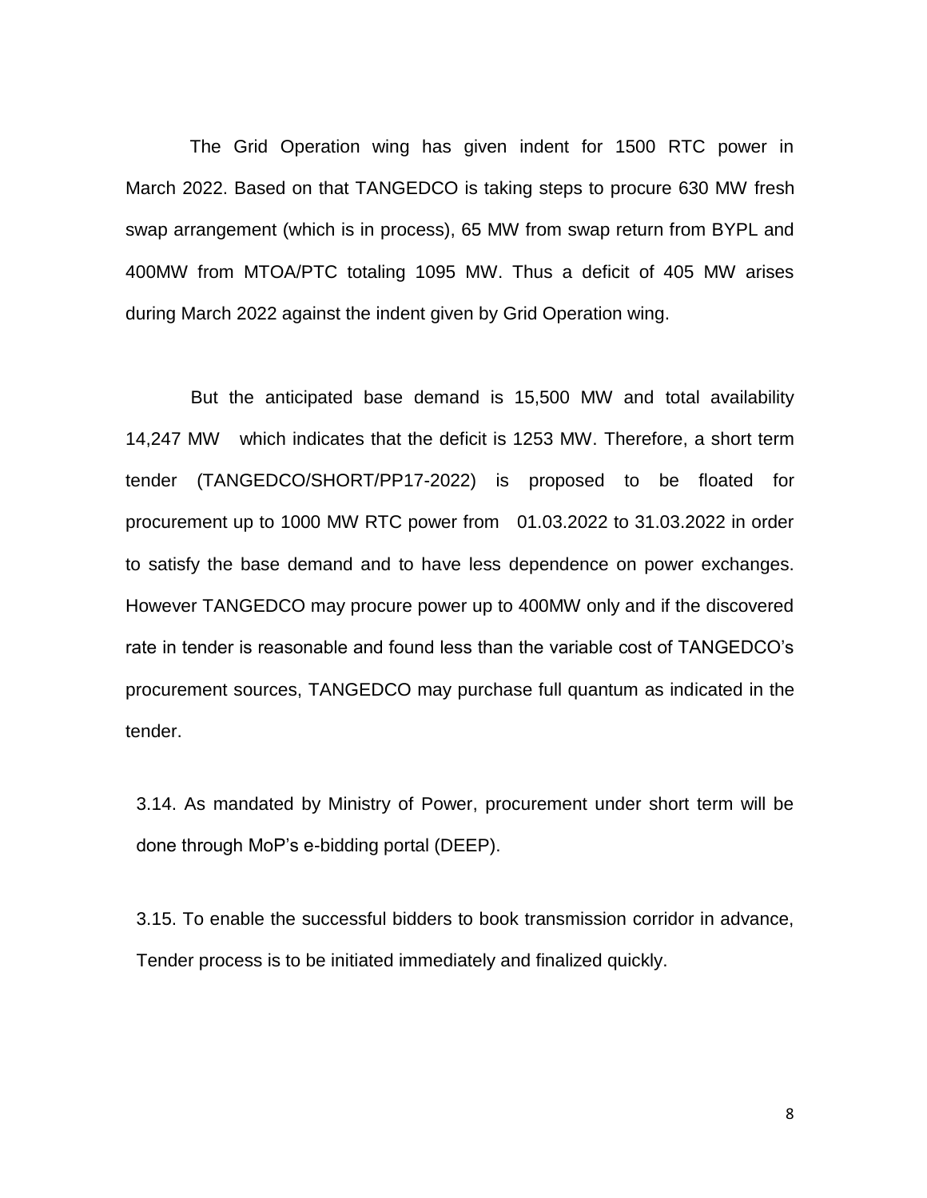The Grid Operation wing has given indent for 1500 RTC power in March 2022. Based on that TANGEDCO is taking steps to procure 630 MW fresh swap arrangement (which is in process), 65 MW from swap return from BYPL and 400MW from MTOA/PTC totaling 1095 MW. Thus a deficit of 405 MW arises during March 2022 against the indent given by Grid Operation wing.

But the anticipated base demand is 15,500 MW and total availability 14,247 MW which indicates that the deficit is 1253 MW. Therefore, a short term tender (TANGEDCO/SHORT/PP17-2022) is proposed to be floated for procurement up to 1000 MW RTC power from 01.03.2022 to 31.03.2022 in order to satisfy the base demand and to have less dependence on power exchanges. However TANGEDCO may procure power up to 400MW only and if the discovered rate in tender is reasonable and found less than the variable cost of TANGEDCO's procurement sources, TANGEDCO may purchase full quantum as indicated in the tender.

3.14. As mandated by Ministry of Power, procurement under short term will be done through MoP's e-bidding portal (DEEP).

3.15. To enable the successful bidders to book transmission corridor in advance, Tender process is to be initiated immediately and finalized quickly.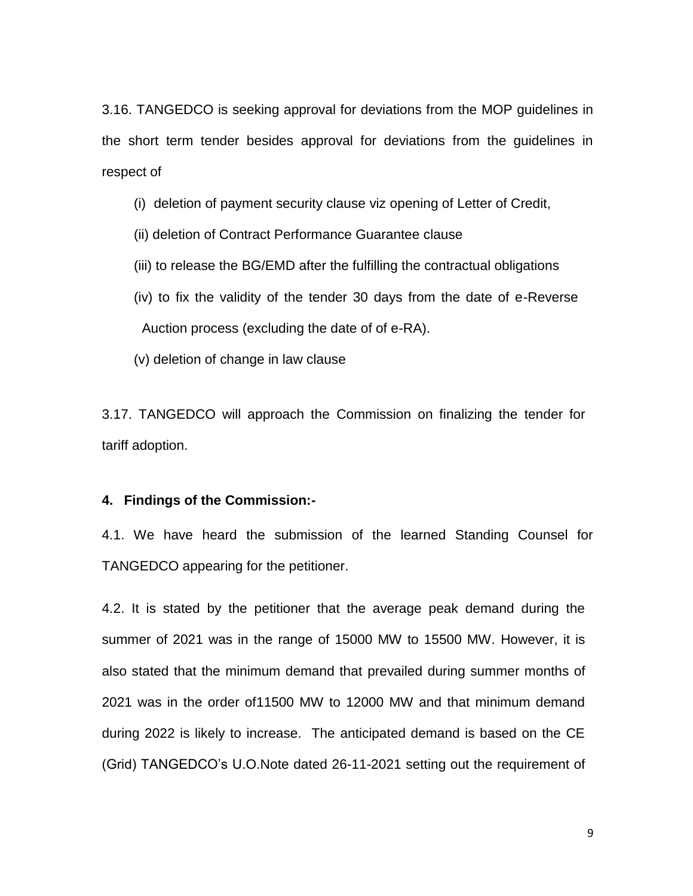3.16. TANGEDCO is seeking approval for deviations from the MOP guidelines in the short term tender besides approval for deviations from the guidelines in respect of

(i) deletion of payment security clause viz opening of Letter of Credit,

(ii) deletion of Contract Performance Guarantee clause

(iii) to release the BG/EMD after the fulfilling the contractual obligations

(iv) to fix the validity of the tender 30 days from the date of e-Reverse Auction process (excluding the date of of e-RA).

(v) deletion of change in law clause

3.17. TANGEDCO will approach the Commission on finalizing the tender for tariff adoption.

**4. Findings of the Commission:-**

4.1. We have heard the submission of the learned Standing Counsel for TANGEDCO appearing for the petitioner.

4.2. It is stated by the petitioner that the average peak demand during the summer of 2021 was in the range of 15000 MW to 15500 MW. However, it is also stated that the minimum demand that prevailed during summer months of 2021 was in the order of11500 MW to 12000 MW and that minimum demand during 2022 is likely to increase. The anticipated demand is based on the CE (Grid) TANGEDCO's U.O.Note dated 26-11-2021 setting out the requirement of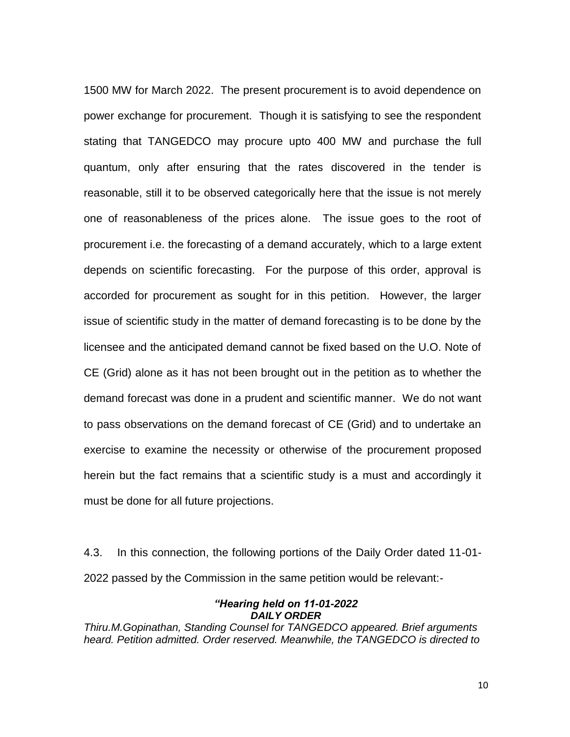1500 MW for March 2022. The present procurement is to avoid dependence on power exchange for procurement. Though it is satisfying to see the respondent stating that TANGEDCO may procure upto 400 MW and purchase the full quantum, only after ensuring that the rates discovered in the tender is reasonable, still it to be observed categorically here that the issue is not merely one of reasonableness of the prices alone. The issue goes to the root of procurement i.e. the forecasting of a demand accurately, which to a large extent depends on scientific forecasting. For the purpose of this order, approval is accorded for procurement as sought for in this petition. However, the larger issue of scientific study in the matter of demand forecasting is to be done by the licensee and the anticipated demand cannot be fixed based on the U.O. Note of CE (Grid) alone as it has not been brought out in the petition as to whether the demand forecast was done in a prudent and scientific manner. We do not want to pass observations on the demand forecast of CE (Grid) and to undertake an exercise to examine the necessity or otherwise of the procurement proposed herein but the fact remains that a scientific study is a must and accordingly it must be done for all future projections.

4.3. In this connection, the following portions of the Daily Order dated 11-01-2022 passed by the Commission in the same petition would be relevant:-

***"Hearing held on 11-01-2022***
***DAILY ORDER***

*Thiru.M.Gopinathan, Standing Counsel for TANGEDCO appeared. Brief arguments heard. Petition admitted. Order reserved. Meanwhile, the TANGEDCO is directed to*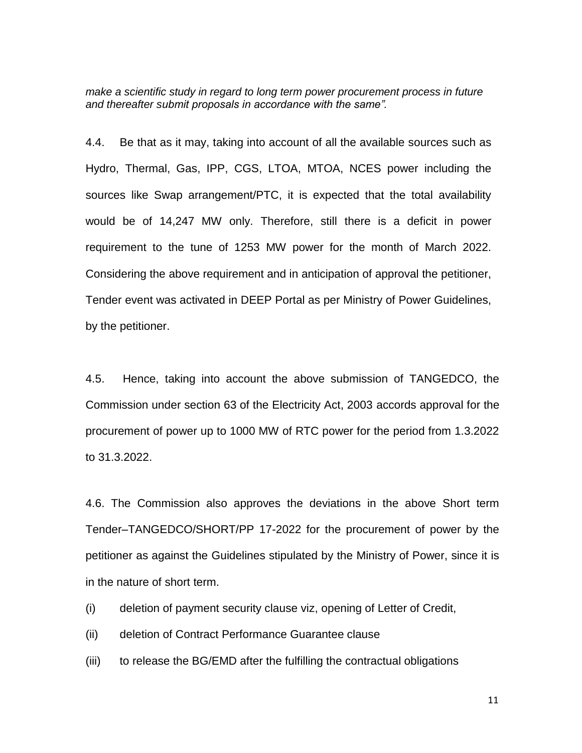*make a scientific study in regard to long term power procurement process in future and thereafter submit proposals in accordance with the same".*

4.4. Be that as it may, taking into account of all the available sources such as Hydro, Thermal, Gas, IPP, CGS, LTOA, MTOA, NCES power including the sources like Swap arrangement/PTC, it is expected that the total availability would be of 14,247 MW only. Therefore, still there is a deficit in power requirement to the tune of 1253 MW power for the month of March 2022. Considering the above requirement and in anticipation of approval the petitioner, Tender event was activated in DEEP Portal as per Ministry of Power Guidelines, by the petitioner.

4.5. Hence, taking into account the above submission of TANGEDCO, the Commission under section 63 of the Electricity Act, 2003 accords approval for the procurement of power up to 1000 MW of RTC power for the period from 1.3.2022 to 31.3.2022.

4.6. The Commission also approves the deviations in the above Short term Tender–TANGEDCO/SHORT/PP 17-2022 for the procurement of power by the petitioner as against the Guidelines stipulated by the Ministry of Power, since it is in the nature of short term.

(i) deletion of payment security clause viz, opening of Letter of Credit,

(ii) deletion of Contract Performance Guarantee clause

(iii) to release the BG/EMD after the fulfilling the contractual obligations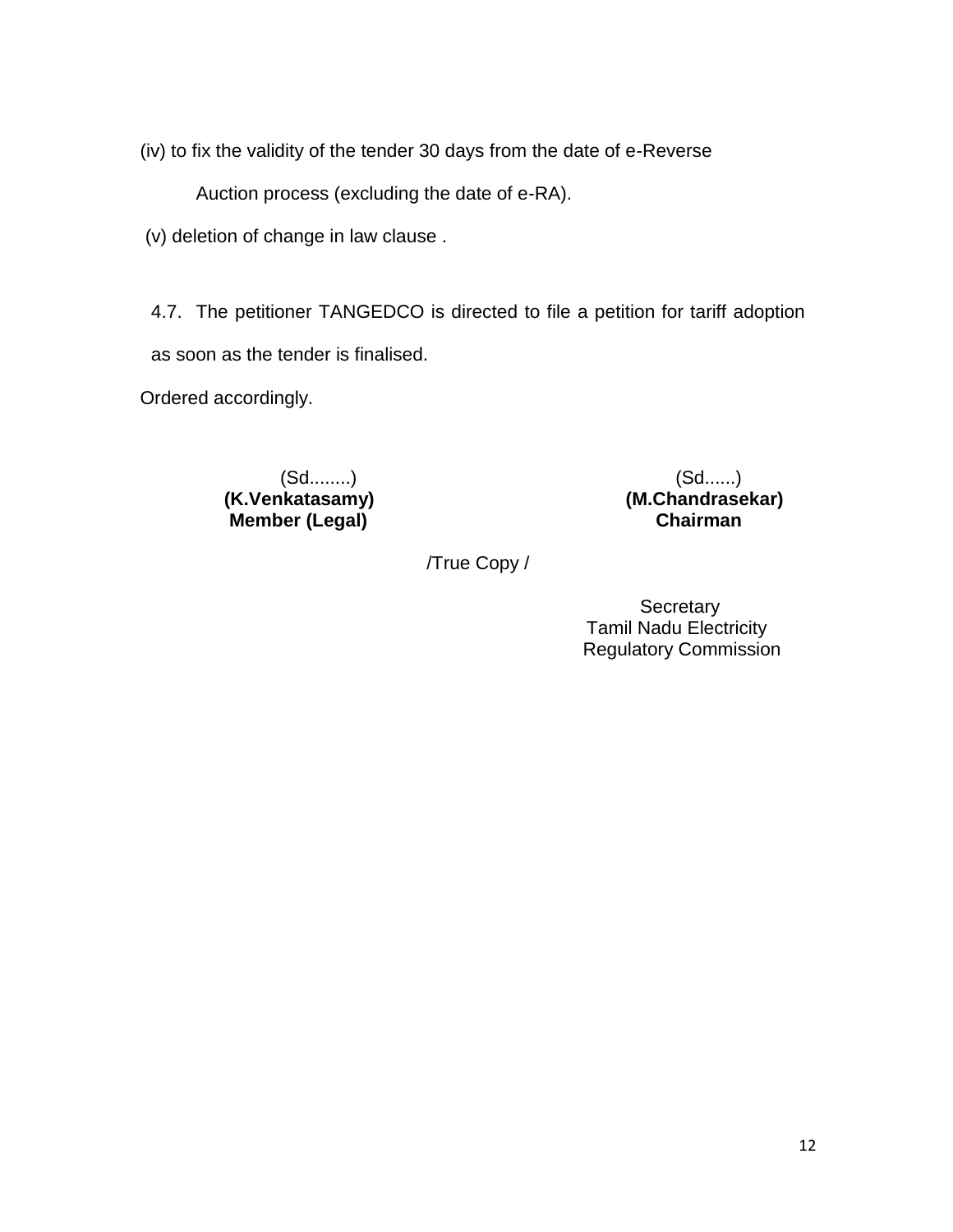(iv) to fix the validity of the tender 30 days from the date of e-Reverse Auction process (excluding the date of e-RA).

(v) deletion of change in law clause .

4.7. The petitioner TANGEDCO is directed to file a petition for tariff adoption as soon as the tender is finalised.

Ordered accordingly.

(Sd........)
**(K.Venkatasamy)**
**Member (Legal)**

(Sd......)
**(M.Chandrasekar)**
**Chairman**

/True Copy /

Secretary
Tamil Nadu Electricity
Regulatory Commission